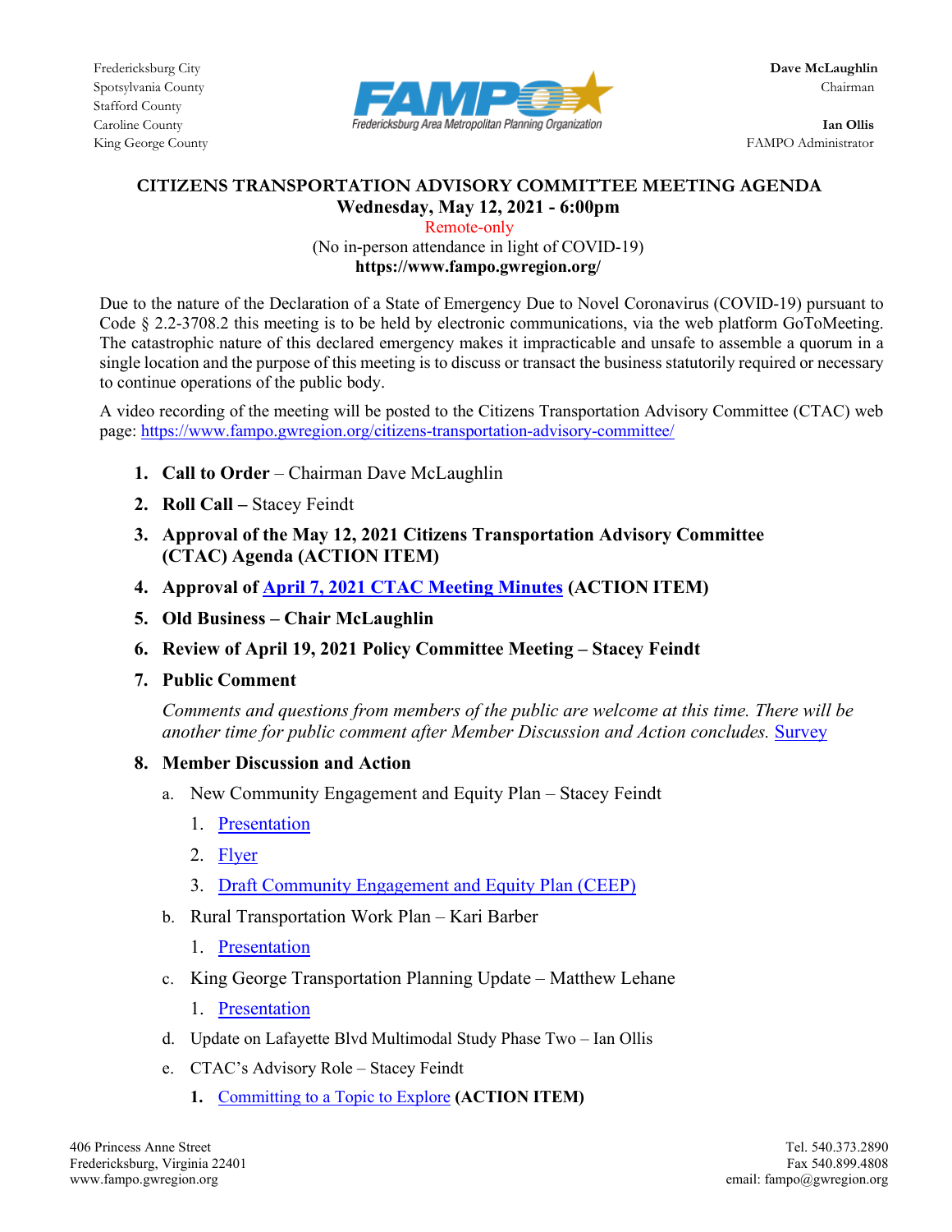Fredericksburg City
Spotsylvania County
Stafford County
Caroline County
King George County

FAMPO
Fredericksburg Area Metropolitan Planning Organization

**Dave McLaughlin**
Chairman

**Ian Ollis**
FAMPO Administrator

# CITIZENS TRANSPORTATION ADVISORY COMMITTEE MEETING AGENDA

**Wednesday, May 12, 2021 - 6:00pm**

Remote-only

(No in-person attendance in light of COVID-19)

**https://www.fampo.gwregion.org/**

Due to the nature of the Declaration of a State of Emergency Due to Novel Coronavirus (COVID-19) pursuant to Code § 2.2-3708.2 this meeting is to be held by electronic communications, via the web platform GoToMeeting. The catastrophic nature of this declared emergency makes it impracticable and unsafe to assemble a quorum in a single location and the purpose of this meeting is to discuss or transact the business statutorily required or necessary to continue operations of the public body.

A video recording of the meeting will be posted to the Citizens Transportation Advisory Committee (CTAC) web page: https://www.fampo.gwregion.org/citizens-transportation-advisory-committee/

1. **Call to Order** – Chairman Dave McLaughlin
2. **Roll Call –** Stacey Feindt
3. **Approval of the May 12, 2021 Citizens Transportation Advisory Committee (CTAC) Agenda (ACTION ITEM)**
4. **Approval of April 7, 2021 CTAC Meeting Minutes (ACTION ITEM)**
5. **Old Business – Chair McLaughlin**
6. **Review of April 19, 2021 Policy Committee Meeting – Stacey Feindt**
7. **Public Comment**

   *Comments and questions from members of the public are welcome at this time. There will be another time for public comment after Member Discussion and Action concludes.* Survey

8. **Member Discussion and Action**
   a. New Community Engagement and Equity Plan – Stacey Feindt
      1. Presentation
      2. Flyer
      3. Draft Community Engagement and Equity Plan (CEEP)
   b. Rural Transportation Work Plan – Kari Barber
      1. Presentation
   c. King George Transportation Planning Update – Matthew Lehane
      1. Presentation
   d. Update on Lafayette Blvd Multimodal Study Phase Two – Ian Ollis
   e. CTAC's Advisory Role – Stacey Feindt
      1. Committing to a Topic to Explore **(ACTION ITEM)**

406 Princess Anne Street
Fredericksburg, Virginia 22401
www.fampo.gwregion.org

Tel. 540.373.2890
Fax 540.899.4808
email: fampo@gwregion.org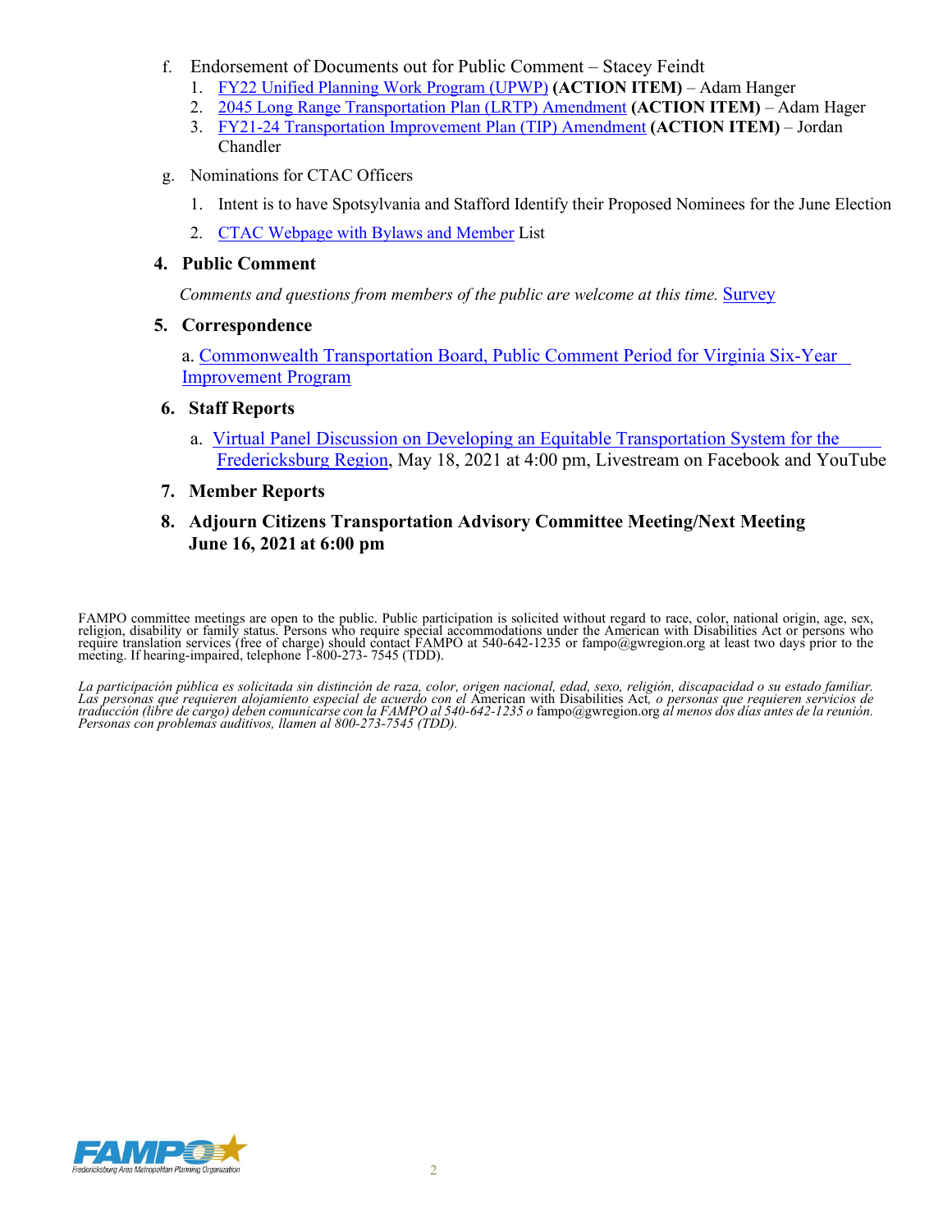f. Endorsement of Documents out for Public Comment – Stacey Feindt
   1. FY22 Unified Planning Work Program (UPWP) **(ACTION ITEM)** – Adam Hanger
   2. 2045 Long Range Transportation Plan (LRTP) Amendment **(ACTION ITEM)** – Adam Hager
   3. FY21-24 Transportation Improvement Plan (TIP) Amendment **(ACTION ITEM)** – Jordan Chandler

g. Nominations for CTAC Officers
   1. Intent is to have Spotsylvania and Stafford Identify their Proposed Nominees for the June Election
   2. CTAC Webpage with Bylaws and Member List

## 4. Public Comment

*Comments and questions from members of the public are welcome at this time.* Survey

## 5. Correspondence

a. Commonwealth Transportation Board, Public Comment Period for Virginia Six-Year Improvement Program

## 6. Staff Reports

a. Virtual Panel Discussion on Developing an Equitable Transportation System for the Fredericksburg Region, May 18, 2021 at 4:00 pm, Livestream on Facebook and YouTube

## 7. Member Reports

## 8. Adjourn Citizens Transportation Advisory Committee Meeting/Next Meeting June 16, 2021 at 6:00 pm

FAMPO committee meetings are open to the public. Public participation is solicited without regard to race, color, national origin, age, sex, religion, disability or family status. Persons who require special accommodations under the American with Disabilities Act or persons who require translation services (free of charge) should contact FAMPO at 540-642-1235 or fampo@gwregion.org at least two days prior to the meeting. If hearing-impaired, telephone 1-800-273- 7545 (TDD).

*La participación pública es solicitada sin distinción de raza, color, origen nacional, edad, sexo, religión, discapacidad o su estado familiar. Las personas que requieren alojamiento especial de acuerdo con el* American with Disabilities Act*, o personas que requieren servicios de traducción (libre de cargo) deben comunicarse con la FAMPO al 540-642-1235 o* fampo@gwregion.org *al menos dos días antes de la reunión. Personas con problemas auditivos, llamen al 800-273-7545 (TDD).*